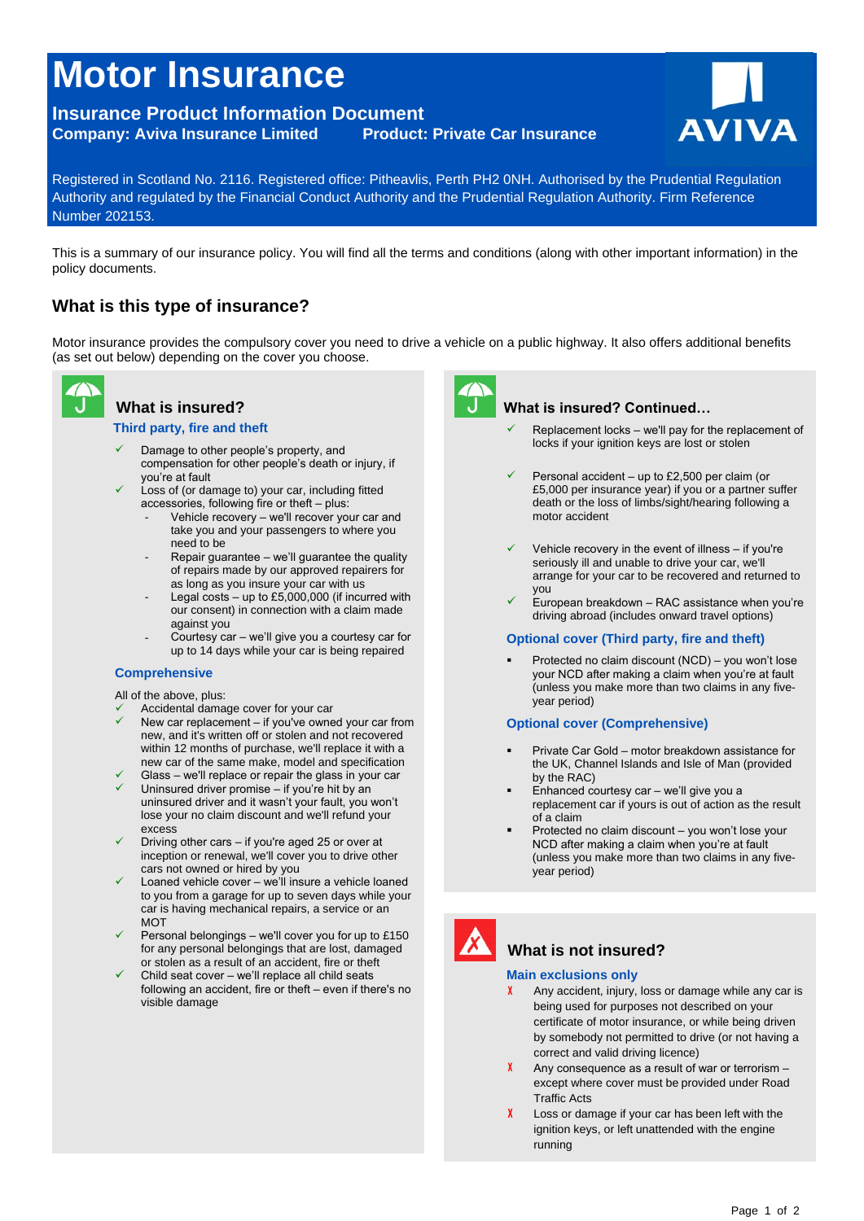# Motor Insurance

## Insurance Product Information Document

**Company: Aviva Insurance Limited** **Product: Private Car Insurance**

Registered in Scotland No. 2116. Registered office: Pitheavlis, Perth PH2 0NH. Authorised by the Prudential Regulation Authority and regulated by the Financial Conduct Authority and the Prudential Regulation Authority. Firm Reference Number 202153.

This is a summary of our insurance policy. You will find all the terms and conditions (along with other important information) in the policy documents.

## What is this type of insurance?

Motor insurance provides the compulsory cover you need to drive a vehicle on a public highway. It also offers additional benefits (as set out below) depending on the cover you choose.

### What is insured?

#### Third party, fire and theft

- ✓ Damage to other people's property, and compensation for other people's death or injury, if you're at fault
- ✓ Loss of (or damage to) your car, including fitted accessories, following fire or theft – plus:
  - Vehicle recovery – we'll recover your car and take you and your passengers to where you need to be
  - Repair guarantee – we'll guarantee the quality of repairs made by our approved repairers for as long as you insure your car with us
  - Legal costs – up to £5,000,000 (if incurred with our consent) in connection with a claim made against you
  - Courtesy car – we'll give you a courtesy car for up to 14 days while your car is being repaired

#### Comprehensive

All of the above, plus:

- ✓ Accidental damage cover for your car
- ✓ New car replacement – if you've owned your car from new, and it's written off or stolen and not recovered within 12 months of purchase, we'll replace it with a new car of the same make, model and specification
- ✓ Glass – we'll replace or repair the glass in your car
- ✓ Uninsured driver promise – if you're hit by an uninsured driver and it wasn't your fault, you won't lose your no claim discount and we'll refund your excess
- ✓ Driving other cars – if you're aged 25 or over at inception or renewal, we'll cover you to drive other cars not owned or hired by you
- ✓ Loaned vehicle cover – we'll insure a vehicle loaned to you from a garage for up to seven days while your car is having mechanical repairs, a service or an MOT
- ✓ Personal belongings – we'll cover you for up to £150 for any personal belongings that are lost, damaged or stolen as a result of an accident, fire or theft
- ✓ Child seat cover – we'll replace all child seats following an accident, fire or theft – even if there's no visible damage

### What is insured? Continued…

- ✓ Replacement locks – we'll pay for the replacement of locks if your ignition keys are lost or stolen
- ✓ Personal accident – up to £2,500 per claim (or £5,000 per insurance year) if you or a partner suffer death or the loss of limbs/sight/hearing following a motor accident
- ✓ Vehicle recovery in the event of illness – if you're seriously ill and unable to drive your car, we'll arrange for your car to be recovered and returned to you
- ✓ European breakdown – RAC assistance when you're driving abroad (includes onward travel options)

#### Optional cover (Third party, fire and theft)

- Protected no claim discount (NCD) – you won't lose your NCD after making a claim when you're at fault (unless you make more than two claims in any five-year period)

#### Optional cover (Comprehensive)

- Private Car Gold – motor breakdown assistance for the UK, Channel Islands and Isle of Man (provided by the RAC)
- Enhanced courtesy car – we'll give you a replacement car if yours is out of action as the result of a claim
- Protected no claim discount – you won't lose your NCD after making a claim when you're at fault (unless you make more than two claims in any five-year period)

### What is not insured?

#### Main exclusions only

- ✗ Any accident, injury, loss or damage while any car is being used for purposes not described on your certificate of motor insurance, or while being driven by somebody not permitted to drive (or not having a correct and valid driving licence)
- ✗ Any consequence as a result of war or terrorism – except where cover must be provided under Road Traffic Acts
- ✗ Loss or damage if your car has been left with the ignition keys, or left unattended with the engine running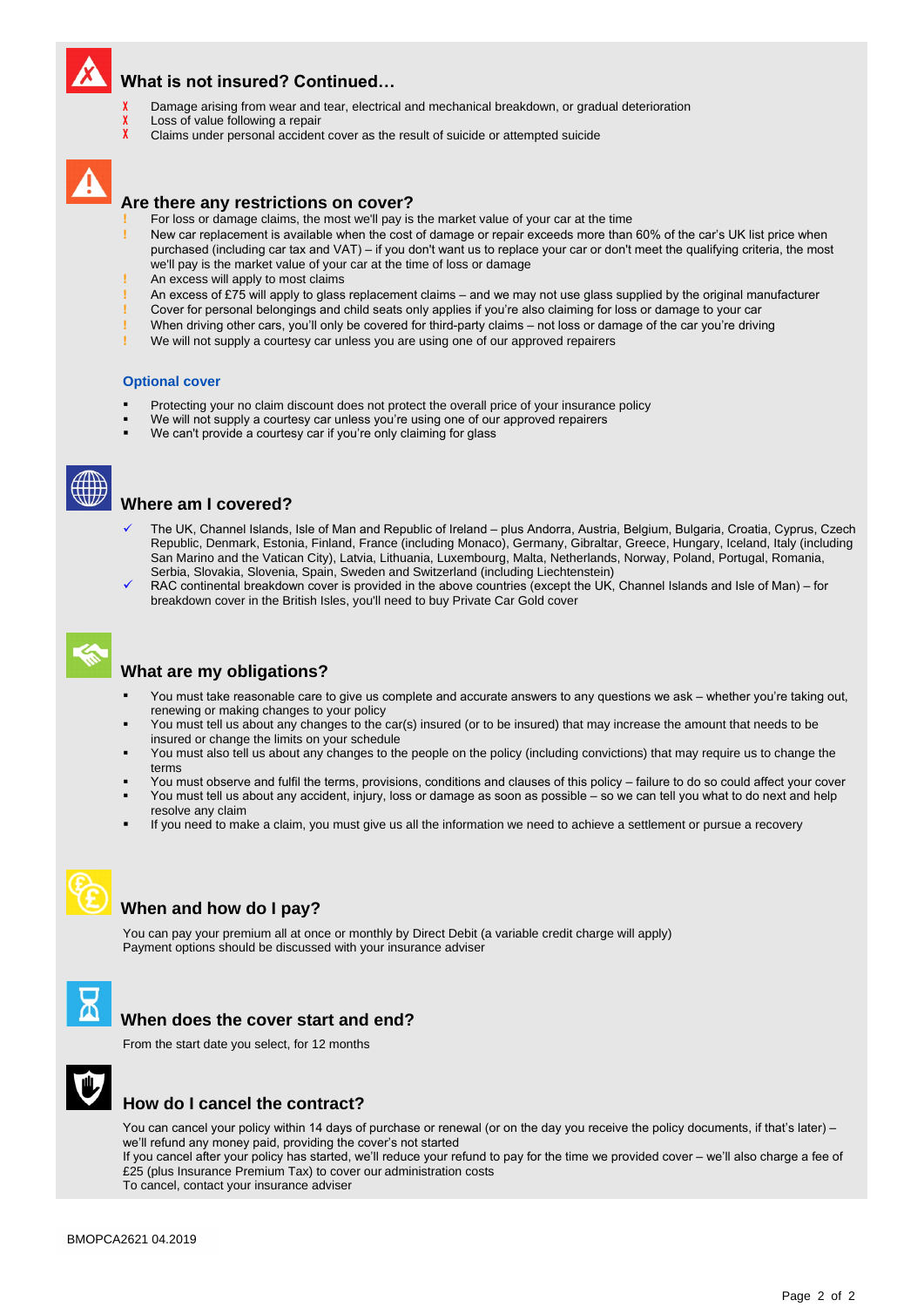## What is not insured? Continued…

- ✗ Damage arising from wear and tear, electrical and mechanical breakdown, or gradual deterioration
- ✗ Loss of value following a repair
- ✗ Claims under personal accident cover as the result of suicide or attempted suicide

## Are there any restrictions on cover?

- ! For loss or damage claims, the most we'll pay is the market value of your car at the time
- ! New car replacement is available when the cost of damage or repair exceeds more than 60% of the car's UK list price when purchased (including car tax and VAT) – if you don't want us to replace your car or don't meet the qualifying criteria, the most we'll pay is the market value of your car at the time of loss or damage
- ! An excess will apply to most claims
- ! An excess of £75 will apply to glass replacement claims – and we may not use glass supplied by the original manufacturer
- ! Cover for personal belongings and child seats only applies if you're also claiming for loss or damage to your car
- ! When driving other cars, you'll only be covered for third-party claims – not loss or damage of the car you're driving
- ! We will not supply a courtesy car unless you are using one of our approved repairers

### Optional cover

- Protecting your no claim discount does not protect the overall price of your insurance policy
- We will not supply a courtesy car unless you're using one of our approved repairers
- We can't provide a courtesy car if you're only claiming for glass

## Where am I covered?

- ✓ The UK, Channel Islands, Isle of Man and Republic of Ireland – plus Andorra, Austria, Belgium, Bulgaria, Croatia, Cyprus, Czech Republic, Denmark, Estonia, Finland, France (including Monaco), Germany, Gibraltar, Greece, Hungary, Iceland, Italy (including San Marino and the Vatican City), Latvia, Lithuania, Luxembourg, Malta, Netherlands, Norway, Poland, Portugal, Romania, Serbia, Slovakia, Slovenia, Spain, Sweden and Switzerland (including Liechtenstein)
- ✓ RAC continental breakdown cover is provided in the above countries (except the UK, Channel Islands and Isle of Man) – for breakdown cover in the British Isles, you'll need to buy Private Car Gold cover

## What are my obligations?

- You must take reasonable care to give us complete and accurate answers to any questions we ask – whether you're taking out, renewing or making changes to your policy
- You must tell us about any changes to the car(s) insured (or to be insured) that may increase the amount that needs to be insured or change the limits on your schedule
- You must also tell us about any changes to the people on the policy (including convictions) that may require us to change the terms
- You must observe and fulfil the terms, provisions, conditions and clauses of this policy – failure to do so could affect your cover
- You must tell us about any accident, injury, loss or damage as soon as possible – so we can tell you what to do next and help resolve any claim
- If you need to make a claim, you must give us all the information we need to achieve a settlement or pursue a recovery

## When and how do I pay?

You can pay your premium all at once or monthly by Direct Debit (a variable credit charge will apply)
Payment options should be discussed with your insurance adviser

## When does the cover start and end?

From the start date you select, for 12 months

## How do I cancel the contract?

You can cancel your policy within 14 days of purchase or renewal (or on the day you receive the policy documents, if that's later) – we'll refund any money paid, providing the cover's not started
If you cancel after your policy has started, we'll reduce your refund to pay for the time we provided cover – we'll also charge a fee of £25 (plus Insurance Premium Tax) to cover our administration costs
To cancel, contact your insurance adviser

BMOPCA2621 04.2019